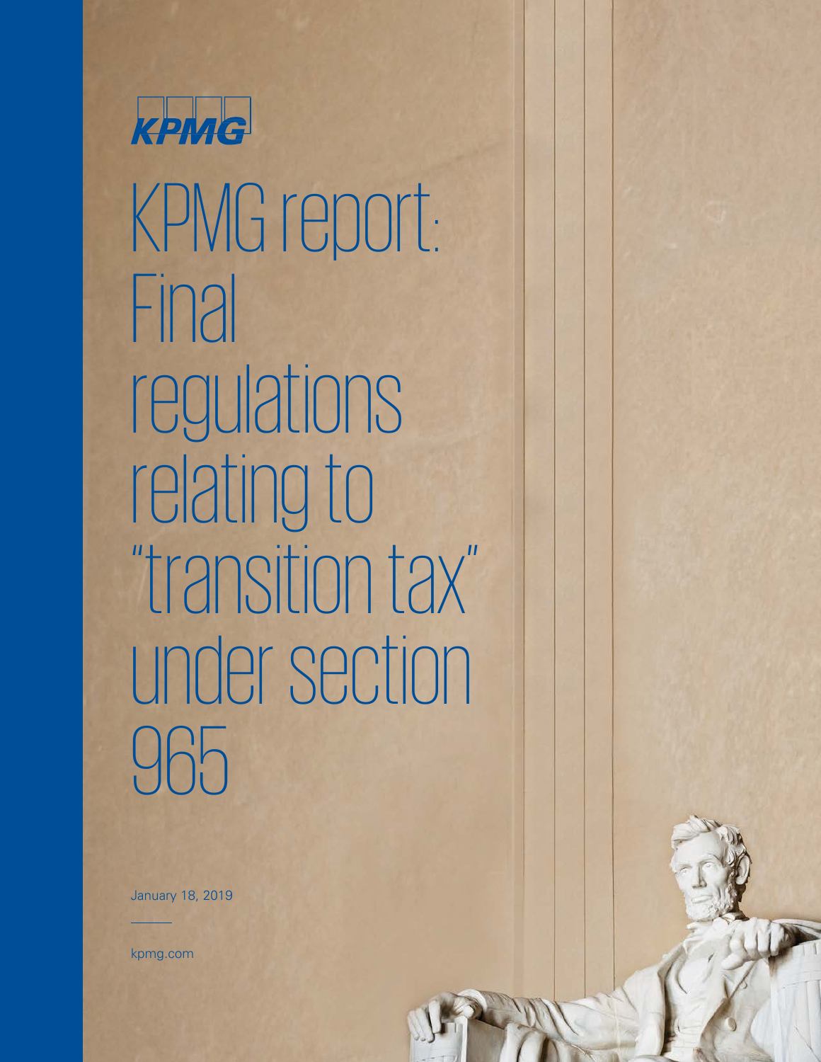KPMG

# KPMG report: Final regulations relating to "transition tax" under section 965

January 18, 2019

kpmg.com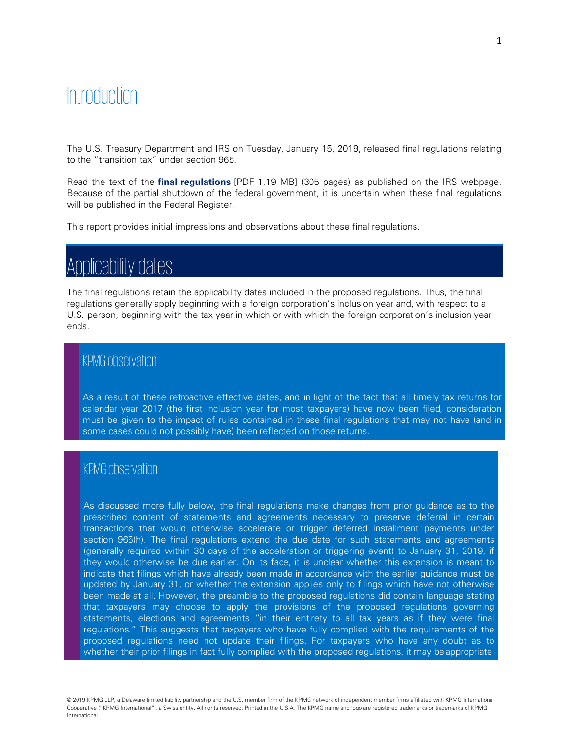# Introduction

The U.S. Treasury Department and IRS on Tuesday, January 15, 2019, released final regulations relating to the "transition tax" under section 965.

Read the text of the **final regulations** [PDF 1.19 MB] (305 pages) as published on the IRS webpage. Because of the partial shutdown of the federal government, it is uncertain when these final regulations will be published in the Federal Register.

This report provides initial impressions and observations about these final regulations.

# Applicability dates

The final regulations retain the applicability dates included in the proposed regulations. Thus, the final regulations generally apply beginning with a foreign corporation's inclusion year and, with respect to a U.S. person, beginning with the tax year in which or with which the foreign corporation's inclusion year ends.

## KPMG observation

As a result of these retroactive effective dates, and in light of the fact that all timely tax returns for calendar year 2017 (the first inclusion year for most taxpayers) have now been filed, consideration must be given to the impact of rules contained in these final regulations that may not have (and in some cases could not possibly have) been reflected on those returns.

## KPMG observation

As discussed more fully below, the final regulations make changes from prior guidance as to the prescribed content of statements and agreements necessary to preserve deferral in certain transactions that would otherwise accelerate or trigger deferred installment payments under section 965(h). The final regulations extend the due date for such statements and agreements (generally required within 30 days of the acceleration or triggering event) to January 31, 2019, if they would otherwise be due earlier. On its face, it is unclear whether this extension is meant to indicate that filings which have already been made in accordance with the earlier guidance must be updated by January 31, or whether the extension applies only to filings which have not otherwise been made at all. However, the preamble to the proposed regulations did contain language stating that taxpayers may choose to apply the provisions of the proposed regulations governing statements, elections and agreements "in their entirety to all tax years as if they were final regulations." This suggests that taxpayers who have fully complied with the requirements of the proposed regulations need not update their filings. For taxpayers who have any doubt as to whether their prior filings in fact fully complied with the proposed regulations, it may be appropriate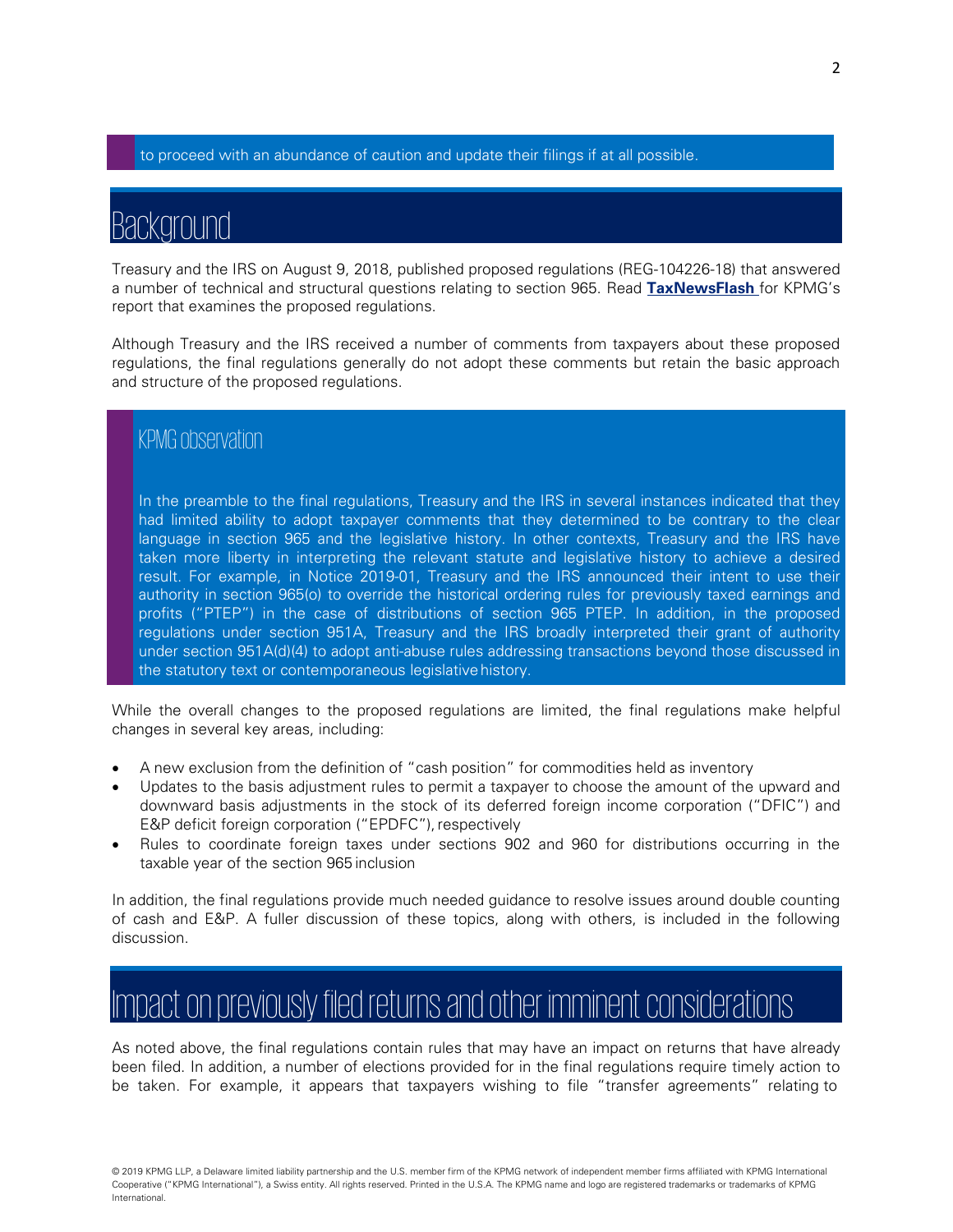to proceed with an abundance of caution and update their filings if at all possible.

## Background

Treasury and the IRS on August 9, 2018, published proposed regulations (REG-104226-18) that answered a number of technical and structural questions relating to section 965. Read **TaxNewsFlash** for KPMG's report that examines the proposed regulations.

Although Treasury and the IRS received a number of comments from taxpayers about these proposed regulations, the final regulations generally do not adopt these comments but retain the basic approach and structure of the proposed regulations.

### KPMG observation

In the preamble to the final regulations, Treasury and the IRS in several instances indicated that they had limited ability to adopt taxpayer comments that they determined to be contrary to the clear language in section 965 and the legislative history. In other contexts, Treasury and the IRS have taken more liberty in interpreting the relevant statute and legislative history to achieve a desired result. For example, in Notice 2019-01, Treasury and the IRS announced their intent to use their authority in section 965(o) to override the historical ordering rules for previously taxed earnings and profits ("PTEP") in the case of distributions of section 965 PTEP. In addition, in the proposed regulations under section 951A, Treasury and the IRS broadly interpreted their grant of authority under section 951A(d)(4) to adopt anti-abuse rules addressing transactions beyond those discussed in the statutory text or contemporaneous legislative history.

While the overall changes to the proposed regulations are limited, the final regulations make helpful changes in several key areas, including:

- A new exclusion from the definition of "cash position" for commodities held as inventory
- Updates to the basis adjustment rules to permit a taxpayer to choose the amount of the upward and downward basis adjustments in the stock of its deferred foreign income corporation ("DFIC") and E&P deficit foreign corporation ("EPDFC"), respectively
- Rules to coordinate foreign taxes under sections 902 and 960 for distributions occurring in the taxable year of the section 965 inclusion

In addition, the final regulations provide much needed guidance to resolve issues around double counting of cash and E&P. A fuller discussion of these topics, along with others, is included in the following discussion.

## Impact on previously filed returns and other imminent considerations

As noted above, the final regulations contain rules that may have an impact on returns that have already been filed. In addition, a number of elections provided for in the final regulations require timely action to be taken. For example, it appears that taxpayers wishing to file "transfer agreements" relating to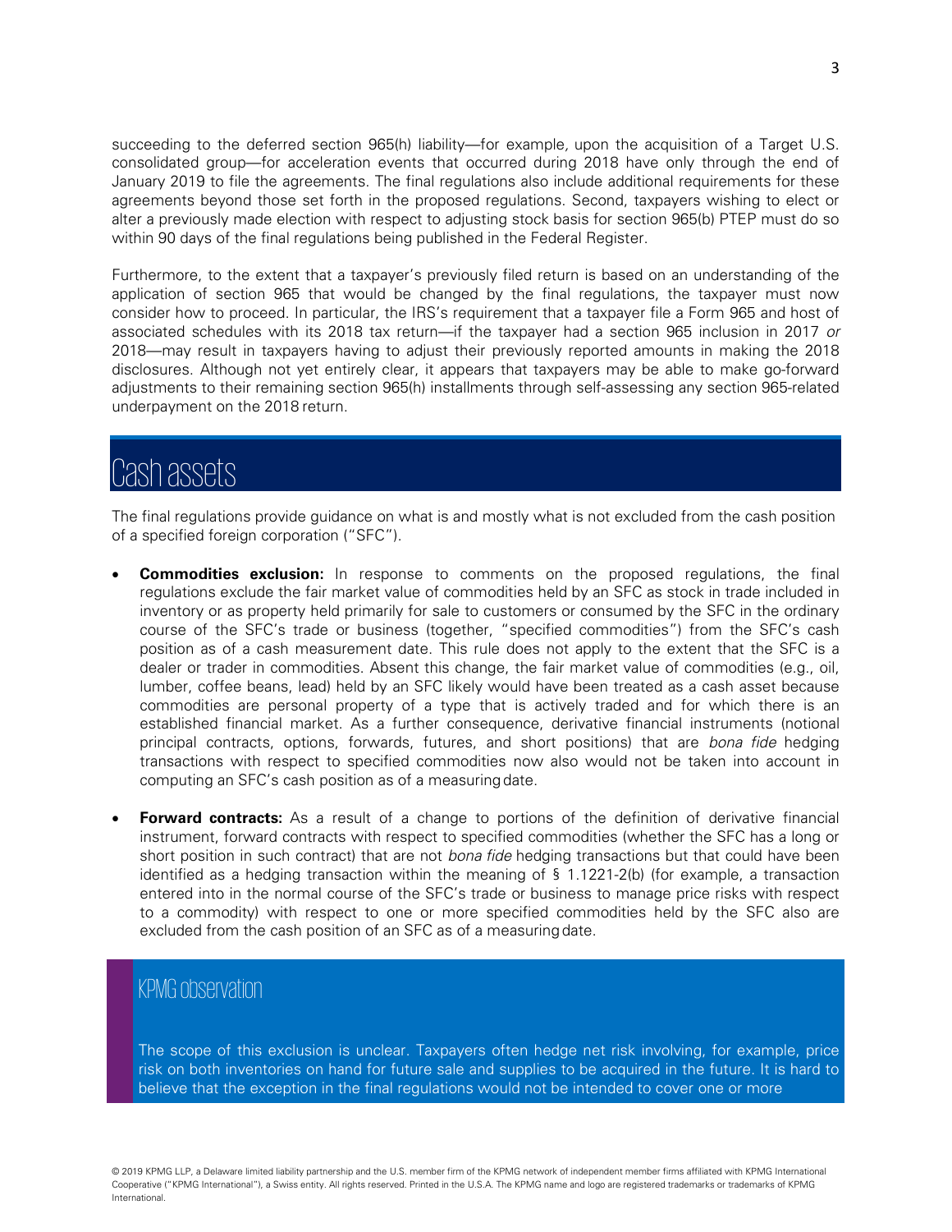succeeding to the deferred section 965(h) liability—for example, upon the acquisition of a Target U.S. consolidated group—for acceleration events that occurred during 2018 have only through the end of January 2019 to file the agreements. The final regulations also include additional requirements for these agreements beyond those set forth in the proposed regulations. Second, taxpayers wishing to elect or alter a previously made election with respect to adjusting stock basis for section 965(b) PTEP must do so within 90 days of the final regulations being published in the Federal Register.

Furthermore, to the extent that a taxpayer's previously filed return is based on an understanding of the application of section 965 that would be changed by the final regulations, the taxpayer must now consider how to proceed. In particular, the IRS's requirement that a taxpayer file a Form 965 and host of associated schedules with its 2018 tax return—if the taxpayer had a section 965 inclusion in 2017 *or* 2018—may result in taxpayers having to adjust their previously reported amounts in making the 2018 disclosures. Although not yet entirely clear, it appears that taxpayers may be able to make go-forward adjustments to their remaining section 965(h) installments through self-assessing any section 965-related underpayment on the 2018 return.

## Cash assets

The final regulations provide guidance on what is and mostly what is not excluded from the cash position of a specified foreign corporation ("SFC").

- **Commodities exclusion:** In response to comments on the proposed regulations, the final regulations exclude the fair market value of commodities held by an SFC as stock in trade included in inventory or as property held primarily for sale to customers or consumed by the SFC in the ordinary course of the SFC's trade or business (together, "specified commodities") from the SFC's cash position as of a cash measurement date. This rule does not apply to the extent that the SFC is a dealer or trader in commodities. Absent this change, the fair market value of commodities (e.g., oil, lumber, coffee beans, lead) held by an SFC likely would have been treated as a cash asset because commodities are personal property of a type that is actively traded and for which there is an established financial market. As a further consequence, derivative financial instruments (notional principal contracts, options, forwards, futures, and short positions) that are *bona fide* hedging transactions with respect to specified commodities now also would not be taken into account in computing an SFC's cash position as of a measuring date.

- **Forward contracts:** As a result of a change to portions of the definition of derivative financial instrument, forward contracts with respect to specified commodities (whether the SFC has a long or short position in such contract) that are not *bona fide* hedging transactions but that could have been identified as a hedging transaction within the meaning of § 1.1221-2(b) (for example, a transaction entered into in the normal course of the SFC's trade or business to manage price risks with respect to a commodity) with respect to one or more specified commodities held by the SFC also are excluded from the cash position of an SFC as of a measuring date.

### KPMG observation

The scope of this exclusion is unclear. Taxpayers often hedge net risk involving, for example, price risk on both inventories on hand for future sale and supplies to be acquired in the future. It is hard to believe that the exception in the final regulations would not be intended to cover one or more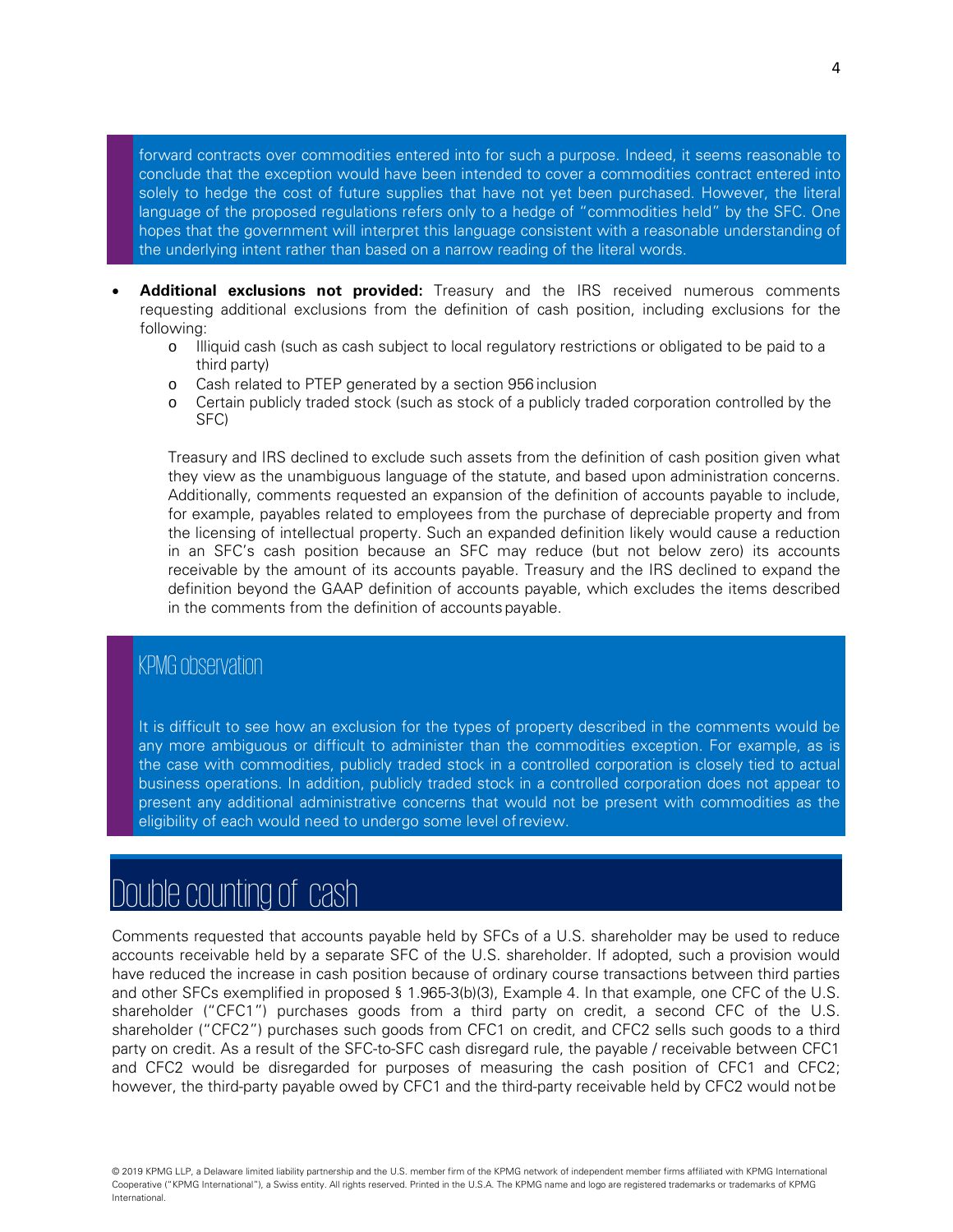forward contracts over commodities entered into for such a purpose. Indeed, it seems reasonable to conclude that the exception would have been intended to cover a commodities contract entered into solely to hedge the cost of future supplies that have not yet been purchased. However, the literal language of the proposed regulations refers only to a hedge of "commodities held" by the SFC. One hopes that the government will interpret this language consistent with a reasonable understanding of the underlying intent rather than based on a narrow reading of the literal words.

- **Additional exclusions not provided:** Treasury and the IRS received numerous comments requesting additional exclusions from the definition of cash position, including exclusions for the following:
  - Illiquid cash (such as cash subject to local regulatory restrictions or obligated to be paid to a third party)
  - Cash related to PTEP generated by a section 956 inclusion
  - Certain publicly traded stock (such as stock of a publicly traded corporation controlled by the SFC)

  Treasury and IRS declined to exclude such assets from the definition of cash position given what they view as the unambiguous language of the statute, and based upon administration concerns. Additionally, comments requested an expansion of the definition of accounts payable to include, for example, payables related to employees from the purchase of depreciable property and from the licensing of intellectual property. Such an expanded definition likely would cause a reduction in an SFC's cash position because an SFC may reduce (but not below zero) its accounts receivable by the amount of its accounts payable. Treasury and the IRS declined to expand the definition beyond the GAAP definition of accounts payable, which excludes the items described in the comments from the definition of accounts payable.

### KPMG observation

It is difficult to see how an exclusion for the types of property described in the comments would be any more ambiguous or difficult to administer than the commodities exception. For example, as is the case with commodities, publicly traded stock in a controlled corporation is closely tied to actual business operations. In addition, publicly traded stock in a controlled corporation does not appear to present any additional administrative concerns that would not be present with commodities as the eligibility of each would need to undergo some level of review.

## Double counting of cash

Comments requested that accounts payable held by SFCs of a U.S. shareholder may be used to reduce accounts receivable held by a separate SFC of the U.S. shareholder. If adopted, such a provision would have reduced the increase in cash position because of ordinary course transactions between third parties and other SFCs exemplified in proposed § 1.965-3(b)(3), Example 4. In that example, one CFC of the U.S. shareholder ("CFC1") purchases goods from a third party on credit, a second CFC of the U.S. shareholder ("CFC2") purchases such goods from CFC1 on credit, and CFC2 sells such goods to a third party on credit. As a result of the SFC-to-SFC cash disregard rule, the payable / receivable between CFC1 and CFC2 would be disregarded for purposes of measuring the cash position of CFC1 and CFC2; however, the third-party payable owed by CFC1 and the third-party receivable held by CFC2 would not be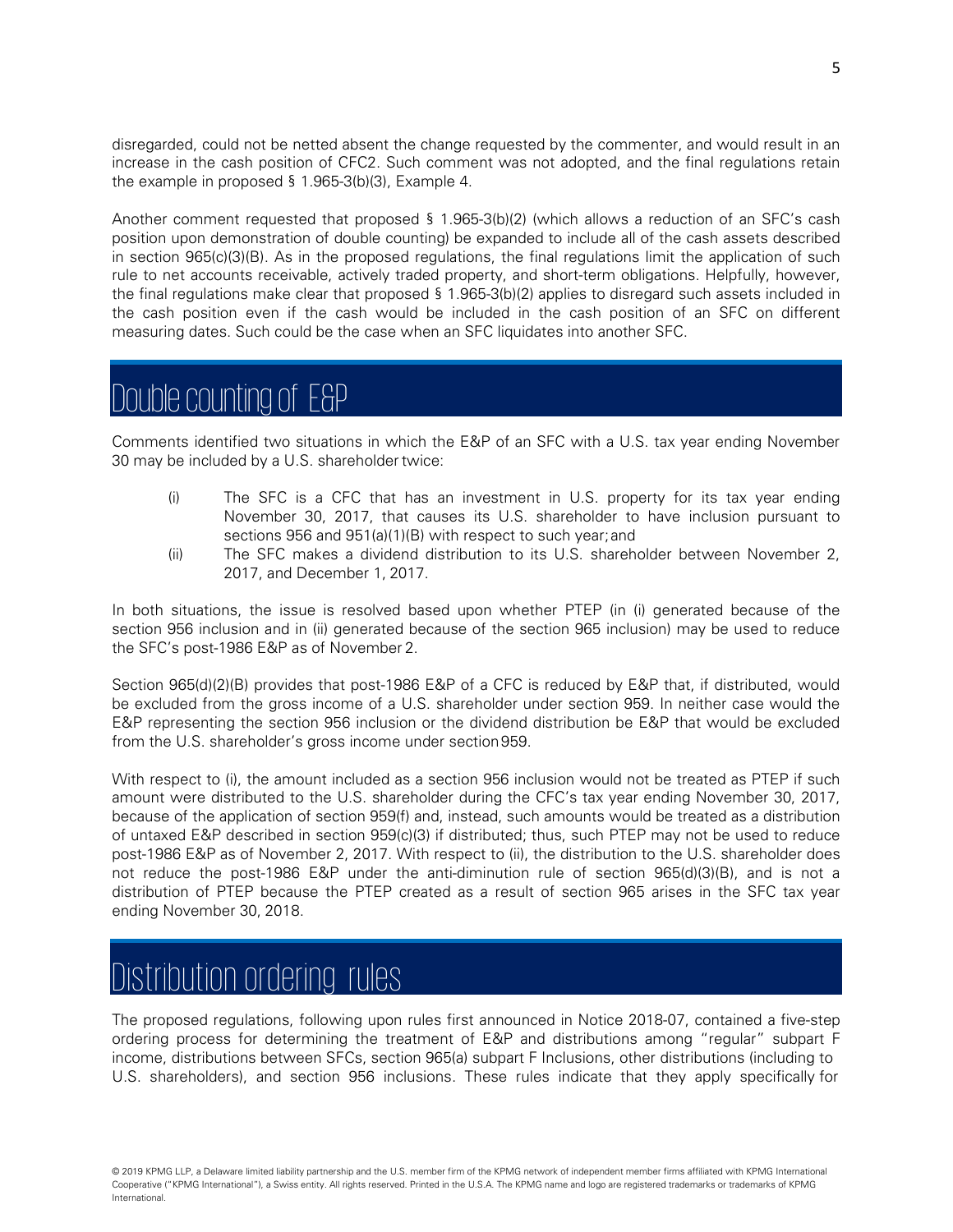disregarded, could not be netted absent the change requested by the commenter, and would result in an increase in the cash position of CFC2. Such comment was not adopted, and the final regulations retain the example in proposed § 1.965-3(b)(3), Example 4.

Another comment requested that proposed § 1.965-3(b)(2) (which allows a reduction of an SFC's cash position upon demonstration of double counting) be expanded to include all of the cash assets described in section 965(c)(3)(B). As in the proposed regulations, the final regulations limit the application of such rule to net accounts receivable, actively traded property, and short-term obligations. Helpfully, however, the final regulations make clear that proposed § 1.965-3(b)(2) applies to disregard such assets included in the cash position even if the cash would be included in the cash position of an SFC on different measuring dates. Such could be the case when an SFC liquidates into another SFC.

## Double counting of E&P

Comments identified two situations in which the E&P of an SFC with a U.S. tax year ending November 30 may be included by a U.S. shareholder twice:

(i) The SFC is a CFC that has an investment in U.S. property for its tax year ending November 30, 2017, that causes its U.S. shareholder to have inclusion pursuant to sections 956 and 951(a)(1)(B) with respect to such year; and

(ii) The SFC makes a dividend distribution to its U.S. shareholder between November 2, 2017, and December 1, 2017.

In both situations, the issue is resolved based upon whether PTEP (in (i) generated because of the section 956 inclusion and in (ii) generated because of the section 965 inclusion) may be used to reduce the SFC's post-1986 E&P as of November 2.

Section 965(d)(2)(B) provides that post-1986 E&P of a CFC is reduced by E&P that, if distributed, would be excluded from the gross income of a U.S. shareholder under section 959. In neither case would the E&P representing the section 956 inclusion or the dividend distribution be E&P that would be excluded from the U.S. shareholder's gross income under section 959.

With respect to (i), the amount included as a section 956 inclusion would not be treated as PTEP if such amount were distributed to the U.S. shareholder during the CFC's tax year ending November 30, 2017, because of the application of section 959(f) and, instead, such amounts would be treated as a distribution of untaxed E&P described in section 959(c)(3) if distributed; thus, such PTEP may not be used to reduce post-1986 E&P as of November 2, 2017. With respect to (ii), the distribution to the U.S. shareholder does not reduce the post-1986 E&P under the anti-diminution rule of section 965(d)(3)(B), and is not a distribution of PTEP because the PTEP created as a result of section 965 arises in the SFC tax year ending November 30, 2018.

## Distribution ordering rules

The proposed regulations, following upon rules first announced in Notice 2018-07, contained a five-step ordering process for determining the treatment of E&P and distributions among "regular" subpart F income, distributions between SFCs, section 965(a) subpart F Inclusions, other distributions (including to U.S. shareholders), and section 956 inclusions. These rules indicate that they apply specifically for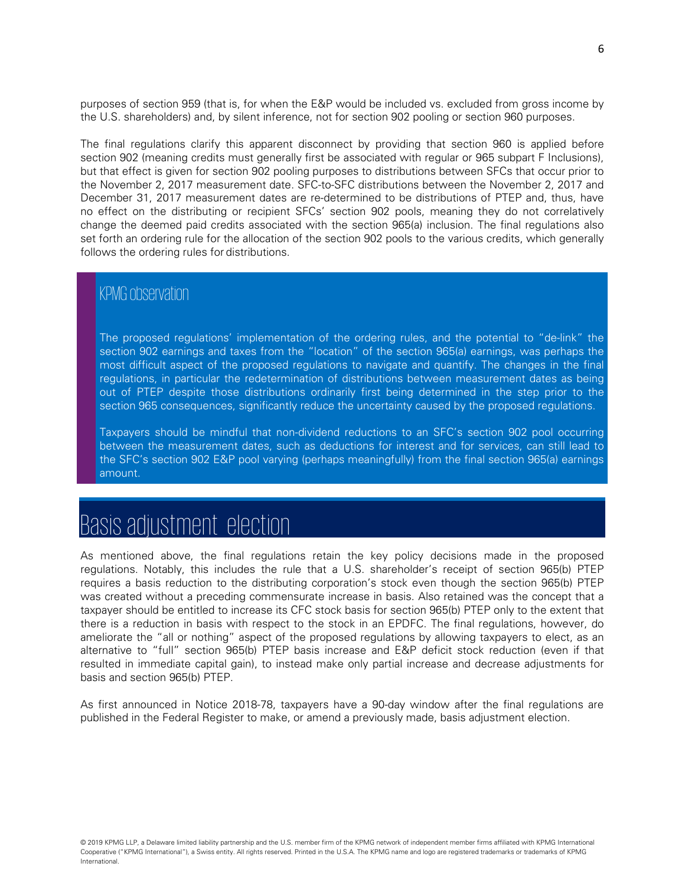purposes of section 959 (that is, for when the E&P would be included vs. excluded from gross income by the U.S. shareholders) and, by silent inference, not for section 902 pooling or section 960 purposes.

The final regulations clarify this apparent disconnect by providing that section 960 is applied before section 902 (meaning credits must generally first be associated with regular or 965 subpart F Inclusions), but that effect is given for section 902 pooling purposes to distributions between SFCs that occur prior to the November 2, 2017 measurement date. SFC-to-SFC distributions between the November 2, 2017 and December 31, 2017 measurement dates are re-determined to be distributions of PTEP and, thus, have no effect on the distributing or recipient SFCs' section 902 pools, meaning they do not correlatively change the deemed paid credits associated with the section 965(a) inclusion. The final regulations also set forth an ordering rule for the allocation of the section 902 pools to the various credits, which generally follows the ordering rules for distributions.

### KPMG observation

The proposed regulations' implementation of the ordering rules, and the potential to "de-link" the section 902 earnings and taxes from the "location" of the section 965(a) earnings, was perhaps the most difficult aspect of the proposed regulations to navigate and quantify. The changes in the final regulations, in particular the redetermination of distributions between measurement dates as being out of PTEP despite those distributions ordinarily first being determined in the step prior to the section 965 consequences, significantly reduce the uncertainty caused by the proposed regulations.

Taxpayers should be mindful that non-dividend reductions to an SFC's section 902 pool occurring between the measurement dates, such as deductions for interest and for services, can still lead to the SFC's section 902 E&P pool varying (perhaps meaningfully) from the final section 965(a) earnings amount.

## Basis adjustment election

As mentioned above, the final regulations retain the key policy decisions made in the proposed regulations. Notably, this includes the rule that a U.S. shareholder's receipt of section 965(b) PTEP requires a basis reduction to the distributing corporation's stock even though the section 965(b) PTEP was created without a preceding commensurate increase in basis. Also retained was the concept that a taxpayer should be entitled to increase its CFC stock basis for section 965(b) PTEP only to the extent that there is a reduction in basis with respect to the stock in an EPDFC. The final regulations, however, do ameliorate the "all or nothing" aspect of the proposed regulations by allowing taxpayers to elect, as an alternative to "full" section 965(b) PTEP basis increase and E&P deficit stock reduction (even if that resulted in immediate capital gain), to instead make only partial increase and decrease adjustments for basis and section 965(b) PTEP.

As first announced in Notice 2018-78, taxpayers have a 90-day window after the final regulations are published in the Federal Register to make, or amend a previously made, basis adjustment election.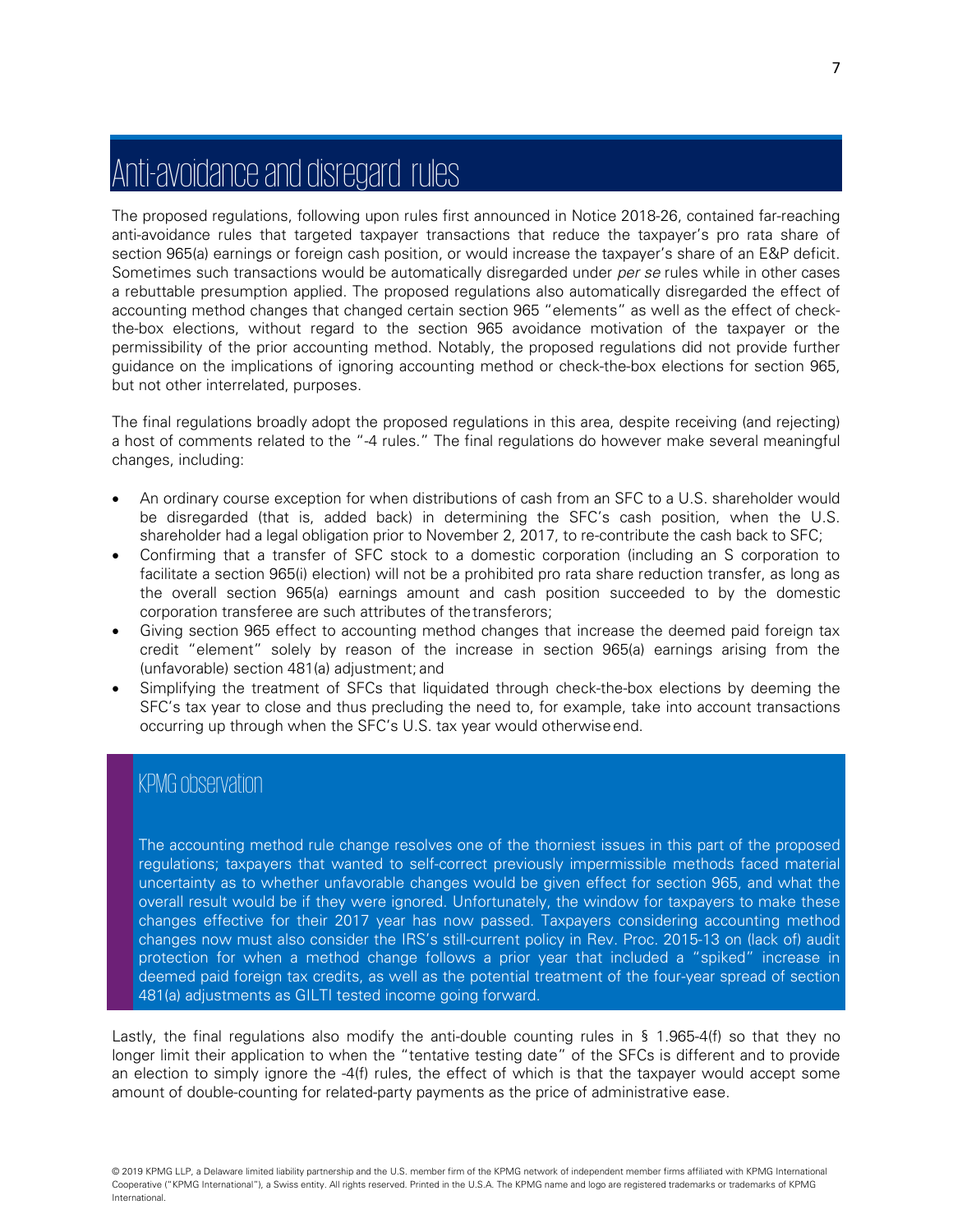## Anti-avoidance and disregard rules

The proposed regulations, following upon rules first announced in Notice 2018-26, contained far-reaching anti-avoidance rules that targeted taxpayer transactions that reduce the taxpayer's pro rata share of section 965(a) earnings or foreign cash position, or would increase the taxpayer's share of an E&P deficit. Sometimes such transactions would be automatically disregarded under *per se* rules while in other cases a rebuttable presumption applied. The proposed regulations also automatically disregarded the effect of accounting method changes that changed certain section 965 "elements" as well as the effect of check-the-box elections, without regard to the section 965 avoidance motivation of the taxpayer or the permissibility of the prior accounting method. Notably, the proposed regulations did not provide further guidance on the implications of ignoring accounting method or check-the-box elections for section 965, but not other interrelated, purposes.

The final regulations broadly adopt the proposed regulations in this area, despite receiving (and rejecting) a host of comments related to the "-4 rules." The final regulations do however make several meaningful changes, including:

- An ordinary course exception for when distributions of cash from an SFC to a U.S. shareholder would be disregarded (that is, added back) in determining the SFC's cash position, when the U.S. shareholder had a legal obligation prior to November 2, 2017, to re-contribute the cash back to SFC;
- Confirming that a transfer of SFC stock to a domestic corporation (including an S corporation to facilitate a section 965(i) election) will not be a prohibited pro rata share reduction transfer, as long as the overall section 965(a) earnings amount and cash position succeeded to by the domestic corporation transferee are such attributes of the transferors;
- Giving section 965 effect to accounting method changes that increase the deemed paid foreign tax credit "element" solely by reason of the increase in section 965(a) earnings arising from the (unfavorable) section 481(a) adjustment; and
- Simplifying the treatment of SFCs that liquidated through check-the-box elections by deeming the SFC's tax year to close and thus precluding the need to, for example, take into account transactions occurring up through when the SFC's U.S. tax year would otherwise end.

### KPMG observation

The accounting method rule change resolves one of the thorniest issues in this part of the proposed regulations; taxpayers that wanted to self-correct previously impermissible methods faced material uncertainty as to whether unfavorable changes would be given effect for section 965, and what the overall result would be if they were ignored. Unfortunately, the window for taxpayers to make these changes effective for their 2017 year has now passed. Taxpayers considering accounting method changes now must also consider the IRS's still-current policy in Rev. Proc. 2015-13 on (lack of) audit protection for when a method change follows a prior year that included a "spiked" increase in deemed paid foreign tax credits, as well as the potential treatment of the four-year spread of section 481(a) adjustments as GILTI tested income going forward.

Lastly, the final regulations also modify the anti-double counting rules in § 1.965-4(f) so that they no longer limit their application to when the "tentative testing date" of the SFCs is different and to provide an election to simply ignore the -4(f) rules, the effect of which is that the taxpayer would accept some amount of double-counting for related-party payments as the price of administrative ease.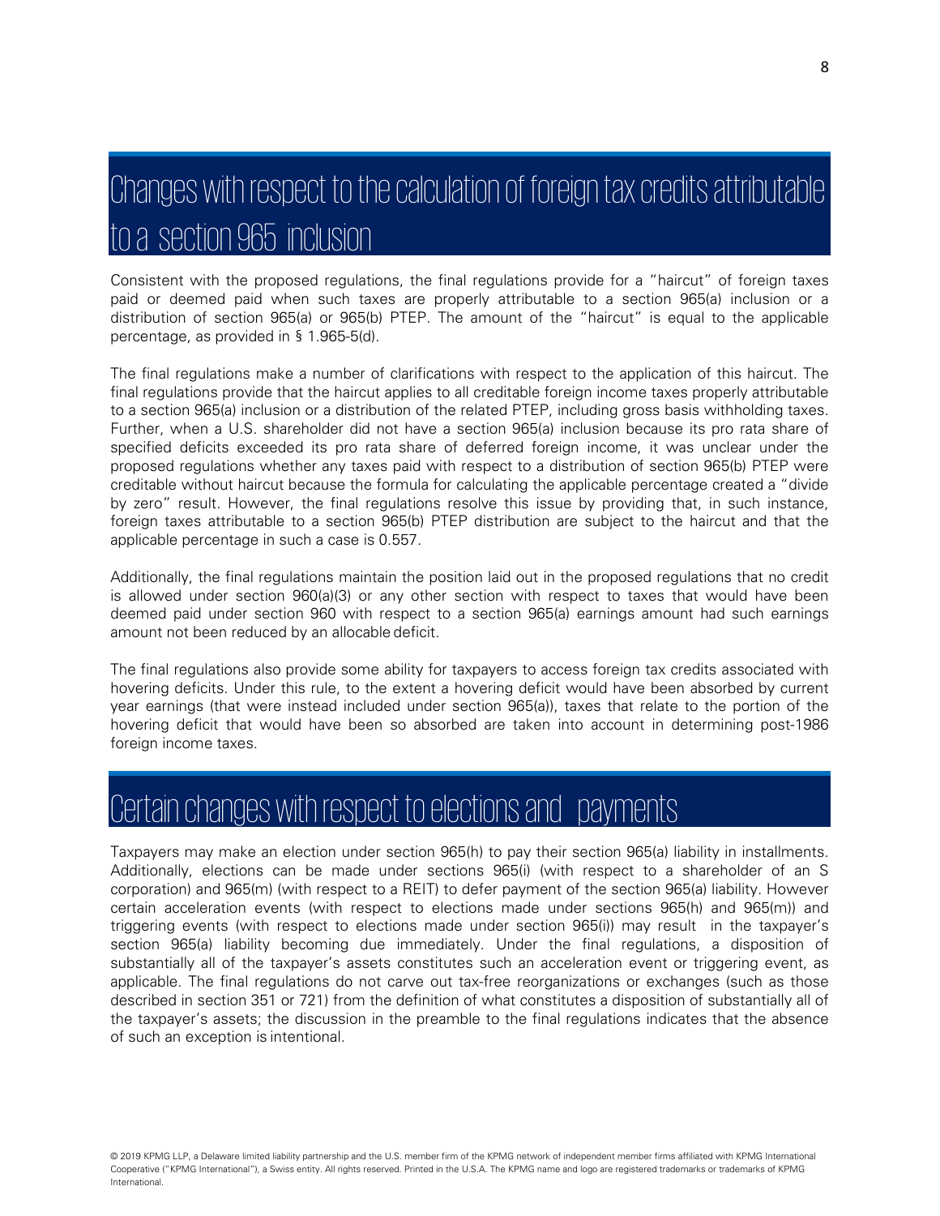## Changes with respect to the calculation of foreign tax credits attributable to a section 965 inclusion

Consistent with the proposed regulations, the final regulations provide for a "haircut" of foreign taxes paid or deemed paid when such taxes are properly attributable to a section 965(a) inclusion or a distribution of section 965(a) or 965(b) PTEP. The amount of the "haircut" is equal to the applicable percentage, as provided in § 1.965-5(d).

The final regulations make a number of clarifications with respect to the application of this haircut. The final regulations provide that the haircut applies to all creditable foreign income taxes properly attributable to a section 965(a) inclusion or a distribution of the related PTEP, including gross basis withholding taxes. Further, when a U.S. shareholder did not have a section 965(a) inclusion because its pro rata share of specified deficits exceeded its pro rata share of deferred foreign income, it was unclear under the proposed regulations whether any taxes paid with respect to a distribution of section 965(b) PTEP were creditable without haircut because the formula for calculating the applicable percentage created a "divide by zero" result. However, the final regulations resolve this issue by providing that, in such instance, foreign taxes attributable to a section 965(b) PTEP distribution are subject to the haircut and that the applicable percentage in such a case is 0.557.

Additionally, the final regulations maintain the position laid out in the proposed regulations that no credit is allowed under section 960(a)(3) or any other section with respect to taxes that would have been deemed paid under section 960 with respect to a section 965(a) earnings amount had such earnings amount not been reduced by an allocable deficit.

The final regulations also provide some ability for taxpayers to access foreign tax credits associated with hovering deficits. Under this rule, to the extent a hovering deficit would have been absorbed by current year earnings (that were instead included under section 965(a)), taxes that relate to the portion of the hovering deficit that would have been so absorbed are taken into account in determining post-1986 foreign income taxes.

## Certain changes with respect to elections and payments

Taxpayers may make an election under section 965(h) to pay their section 965(a) liability in installments. Additionally, elections can be made under sections 965(i) (with respect to a shareholder of an S corporation) and 965(m) (with respect to a REIT) to defer payment of the section 965(a) liability. However certain acceleration events (with respect to elections made under sections 965(h) and 965(m)) and triggering events (with respect to elections made under section 965(i)) may result in the taxpayer's section 965(a) liability becoming due immediately. Under the final regulations, a disposition of substantially all of the taxpayer's assets constitutes such an acceleration event or triggering event, as applicable. The final regulations do not carve out tax-free reorganizations or exchanges (such as those described in section 351 or 721) from the definition of what constitutes a disposition of substantially all of the taxpayer's assets; the discussion in the preamble to the final regulations indicates that the absence of such an exception is intentional.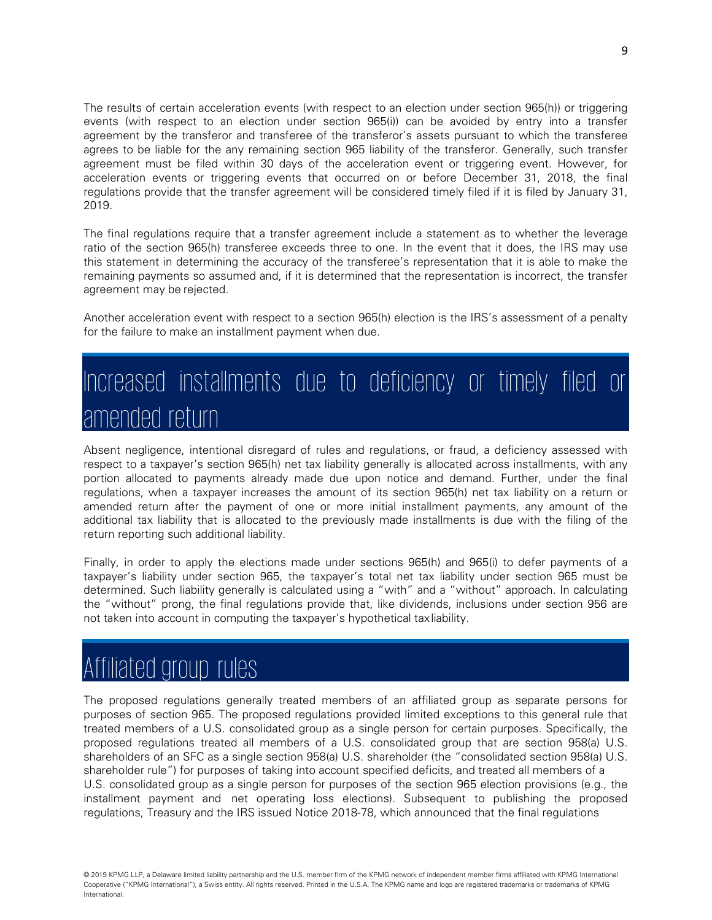The results of certain acceleration events (with respect to an election under section 965(h)) or triggering events (with respect to an election under section 965(i)) can be avoided by entry into a transfer agreement by the transferor and transferee of the transferor's assets pursuant to which the transferee agrees to be liable for the any remaining section 965 liability of the transferor. Generally, such transfer agreement must be filed within 30 days of the acceleration event or triggering event. However, for acceleration events or triggering events that occurred on or before December 31, 2018, the final regulations provide that the transfer agreement will be considered timely filed if it is filed by January 31, 2019.

The final regulations require that a transfer agreement include a statement as to whether the leverage ratio of the section 965(h) transferee exceeds three to one. In the event that it does, the IRS may use this statement in determining the accuracy of the transferee's representation that it is able to make the remaining payments so assumed and, if it is determined that the representation is incorrect, the transfer agreement may be rejected.

Another acceleration event with respect to a section 965(h) election is the IRS's assessment of a penalty for the failure to make an installment payment when due.

## Increased installments due to deficiency or timely filed or amended return

Absent negligence, intentional disregard of rules and regulations, or fraud, a deficiency assessed with respect to a taxpayer's section 965(h) net tax liability generally is allocated across installments, with any portion allocated to payments already made due upon notice and demand. Further, under the final regulations, when a taxpayer increases the amount of its section 965(h) net tax liability on a return or amended return after the payment of one or more initial installment payments, any amount of the additional tax liability that is allocated to the previously made installments is due with the filing of the return reporting such additional liability.

Finally, in order to apply the elections made under sections 965(h) and 965(i) to defer payments of a taxpayer's liability under section 965, the taxpayer's total net tax liability under section 965 must be determined. Such liability generally is calculated using a "with" and a "without" approach. In calculating the "without" prong, the final regulations provide that, like dividends, inclusions under section 956 are not taken into account in computing the taxpayer's hypothetical tax liability.

## Affiliated group rules

The proposed regulations generally treated members of an affiliated group as separate persons for purposes of section 965. The proposed regulations provided limited exceptions to this general rule that treated members of a U.S. consolidated group as a single person for certain purposes. Specifically, the proposed regulations treated all members of a U.S. consolidated group that are section 958(a) U.S. shareholders of an SFC as a single section 958(a) U.S. shareholder (the "consolidated section 958(a) U.S. shareholder rule") for purposes of taking into account specified deficits, and treated all members of a U.S. consolidated group as a single person for purposes of the section 965 election provisions (e.g., the installment payment and net operating loss elections). Subsequent to publishing the proposed regulations, Treasury and the IRS issued Notice 2018-78, which announced that the final regulations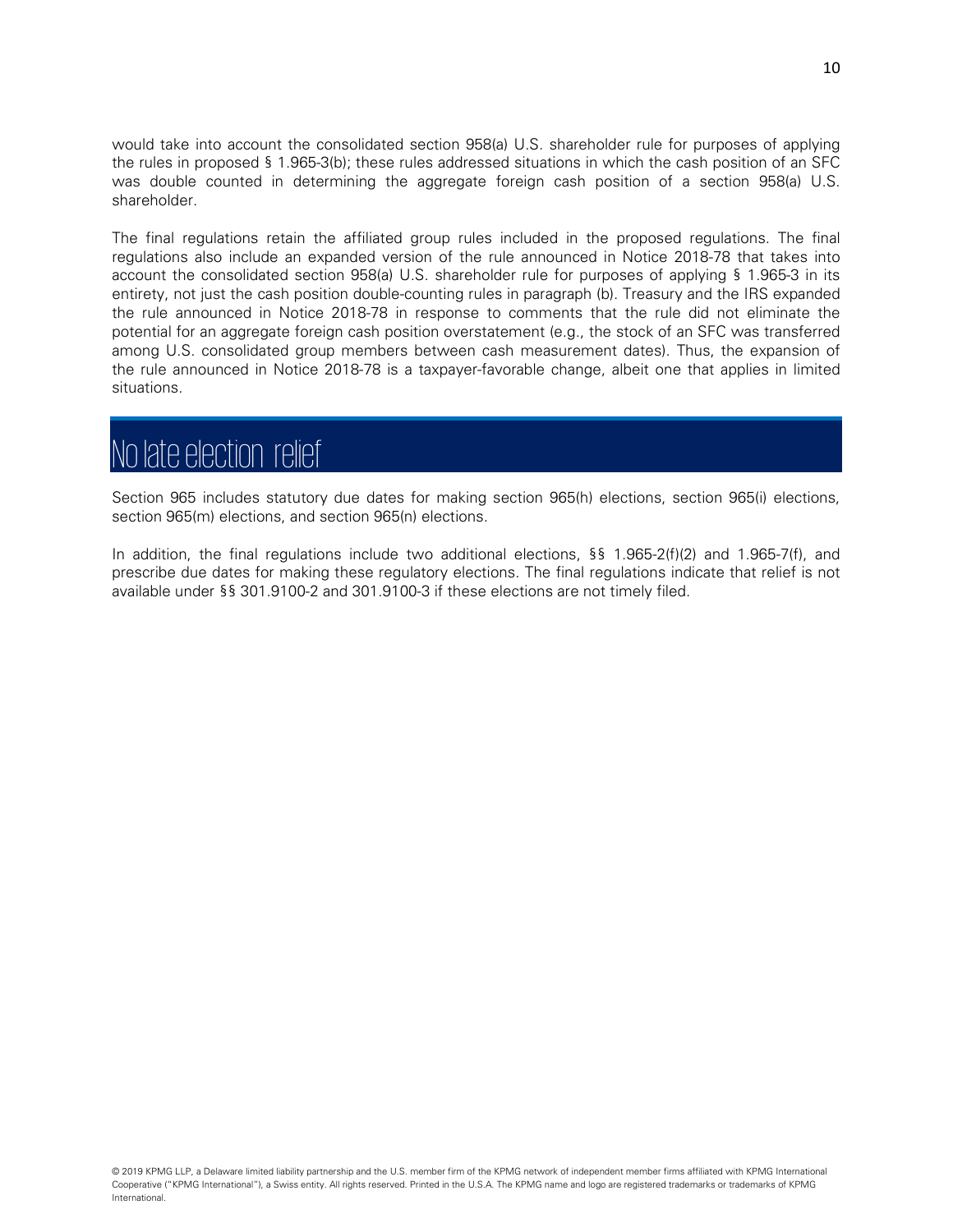would take into account the consolidated section 958(a) U.S. shareholder rule for purposes of applying the rules in proposed § 1.965-3(b); these rules addressed situations in which the cash position of an SFC was double counted in determining the aggregate foreign cash position of a section 958(a) U.S. shareholder.

The final regulations retain the affiliated group rules included in the proposed regulations. The final regulations also include an expanded version of the rule announced in Notice 2018-78 that takes into account the consolidated section 958(a) U.S. shareholder rule for purposes of applying § 1.965-3 in its entirety, not just the cash position double-counting rules in paragraph (b). Treasury and the IRS expanded the rule announced in Notice 2018-78 in response to comments that the rule did not eliminate the potential for an aggregate foreign cash position overstatement (e.g., the stock of an SFC was transferred among U.S. consolidated group members between cash measurement dates). Thus, the expansion of the rule announced in Notice 2018-78 is a taxpayer-favorable change, albeit one that applies in limited situations.

## No late election relief

Section 965 includes statutory due dates for making section 965(h) elections, section 965(i) elections, section 965(m) elections, and section 965(n) elections.

In addition, the final regulations include two additional elections, §§ 1.965-2(f)(2) and 1.965-7(f), and prescribe due dates for making these regulatory elections. The final regulations indicate that relief is not available under §§ 301.9100-2 and 301.9100-3 if these elections are not timely filed.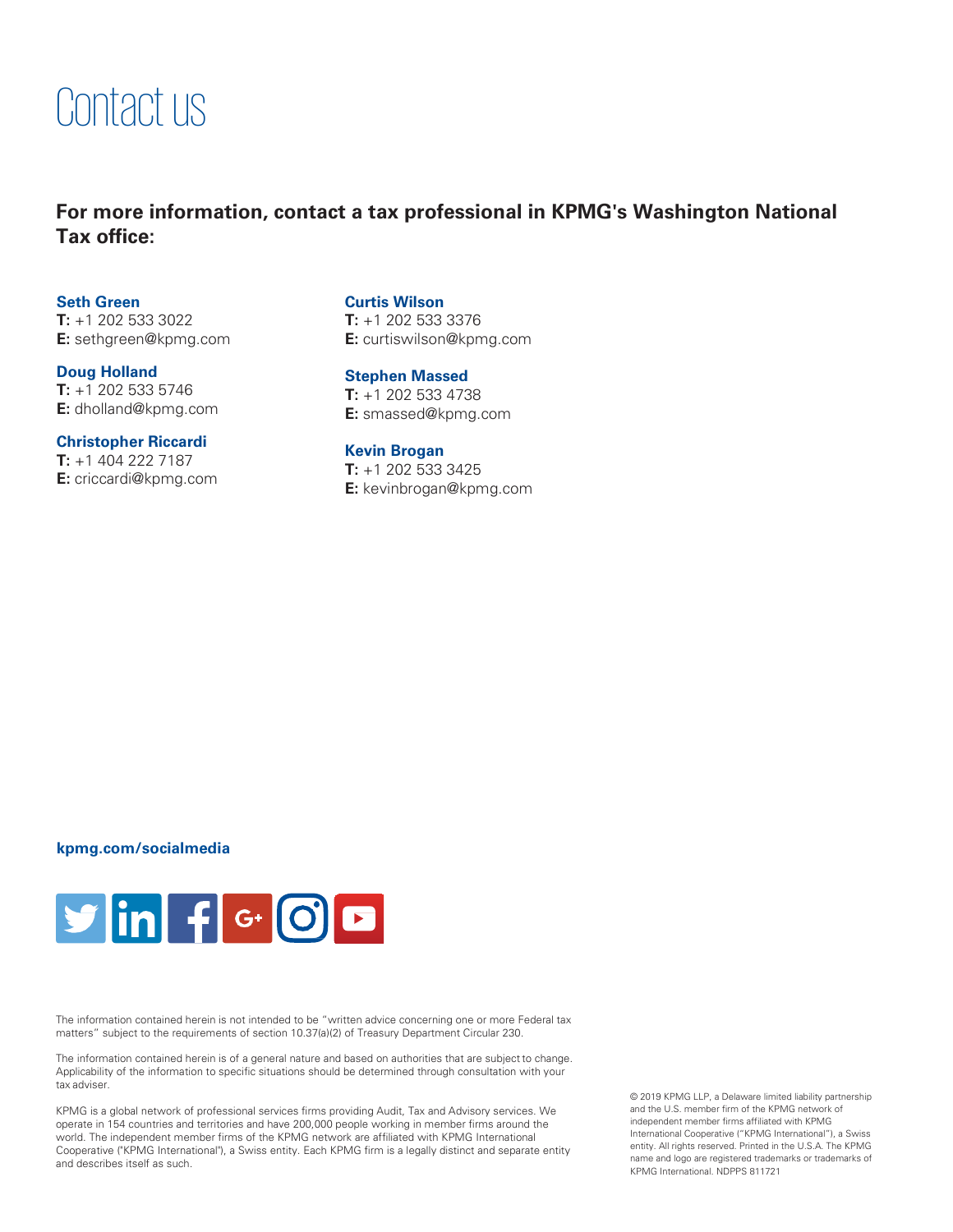# Contact us

**For more information, contact a tax professional in KPMG's Washington National Tax office:**

**Seth Green**
**T:** +1 202 533 3022
**E:** sethgreen@kpmg.com

**Doug Holland**
**T:** +1 202 533 5746
**E:** dholland@kpmg.com

**Christopher Riccardi**
**T:** +1 404 222 7187
**E:** criccardi@kpmg.com

**Curtis Wilson**
**T:** +1 202 533 3376
**E:** curtiswilson@kpmg.com

**Stephen Massed**
**T:** +1 202 533 4738
**E:** smassed@kpmg.com

**Kevin Brogan**
**T:** +1 202 533 3425
**E:** kevinbrogan@kpmg.com

**kpmg.com/socialmedia**

The information contained herein is not intended to be "written advice concerning one or more Federal tax matters" subject to the requirements of section 10.37(a)(2) of Treasury Department Circular 230.

The information contained herein is of a general nature and based on authorities that are subject to change. Applicability of the information to specific situations should be determined through consultation with your tax adviser.

KPMG is a global network of professional services firms providing Audit, Tax and Advisory services. We operate in 154 countries and territories and have 200,000 people working in member firms around the world. The independent member firms of the KPMG network are affiliated with KPMG International Cooperative ("KPMG International"), a Swiss entity. Each KPMG firm is a legally distinct and separate entity and describes itself as such.

© 2019 KPMG LLP, a Delaware limited liability partnership and the U.S. member firm of the KPMG network of independent member firms affiliated with KPMG International Cooperative ("KPMG International"), a Swiss entity. All rights reserved. Printed in the U.S.A. The KPMG name and logo are registered trademarks or trademarks of KPMG International. NDPPS 811721